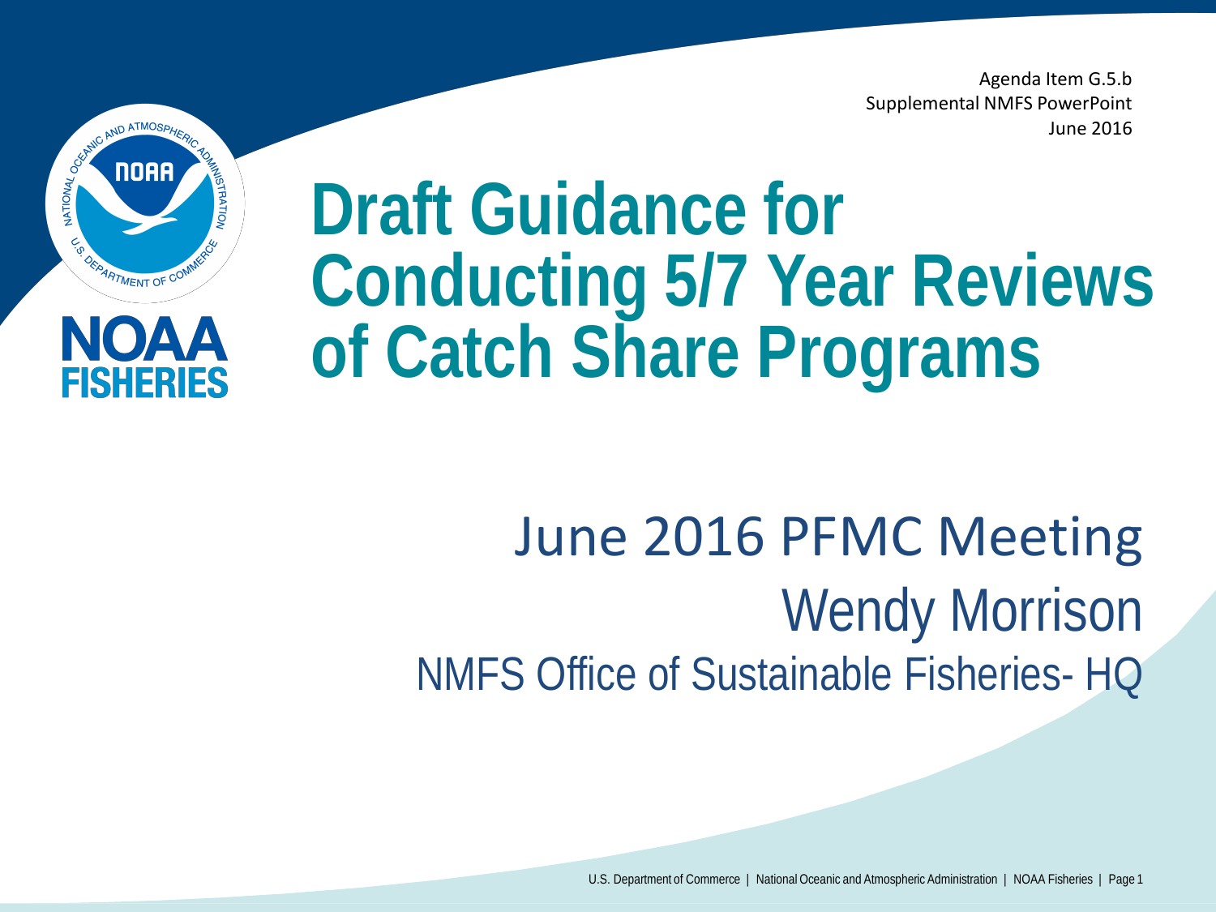Agenda Item G.5.b
Supplemental NMFS PowerPoint
June 2016

# Draft Guidance for Conducting 5/7 Year Reviews of Catch Share Programs

June 2016 PFMC Meeting

Wendy Morrison

NMFS Office of Sustainable Fisheries- HQ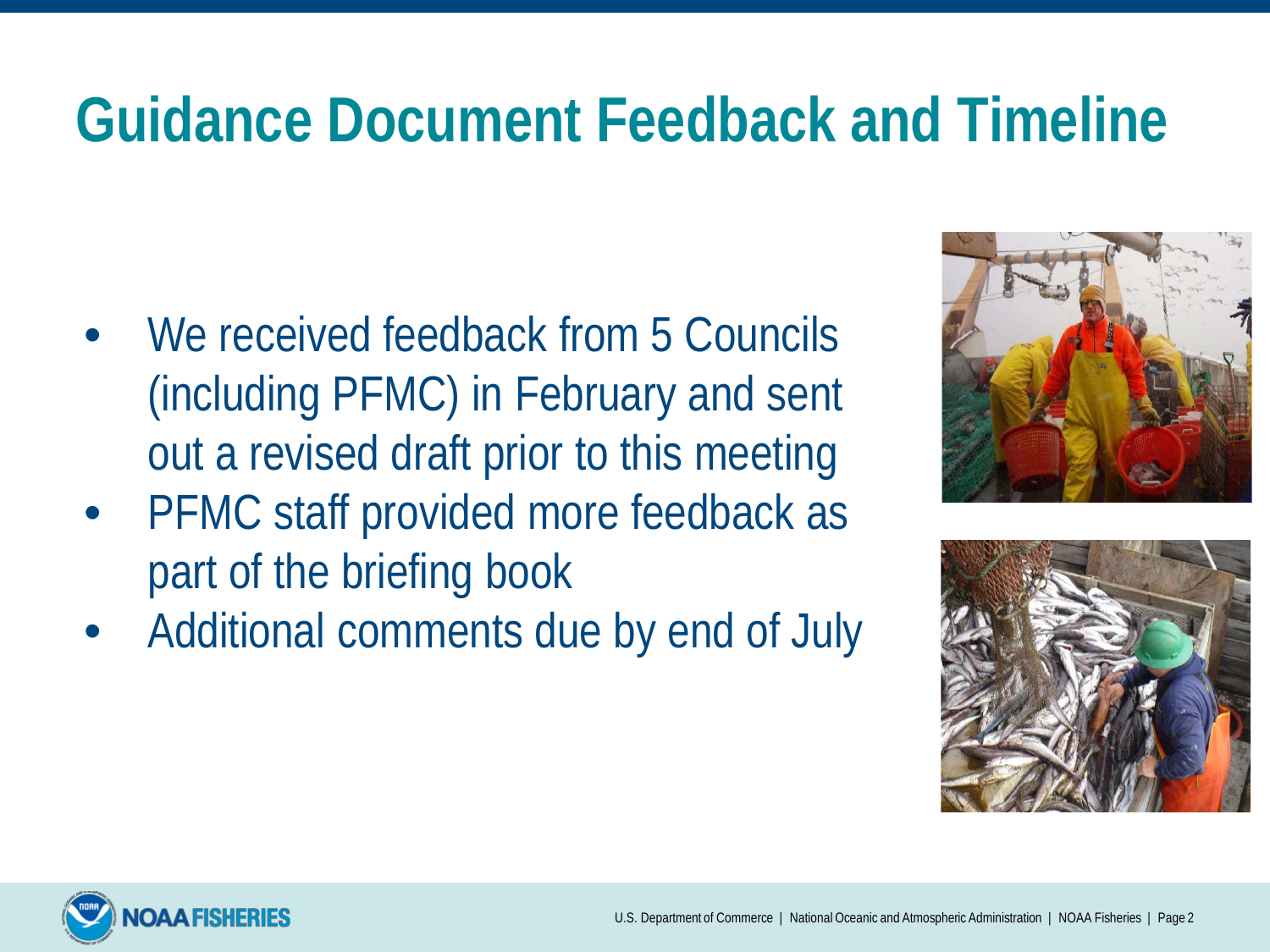# Guidance Document Feedback and Timeline

- We received feedback from 5 Councils (including PFMC) in February and sent out a revised draft prior to this meeting
- PFMC staff provided more feedback as part of the briefing book
- Additional comments due by end of July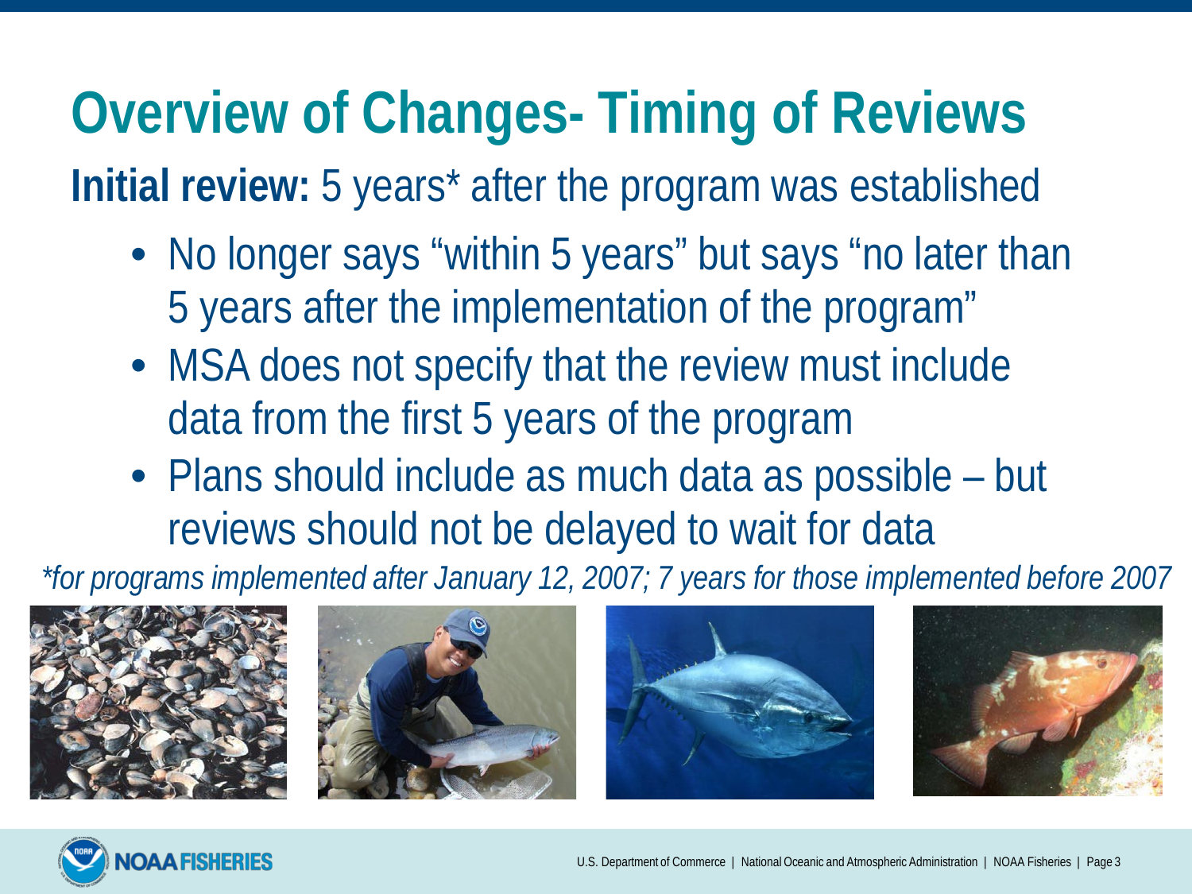# Overview of Changes- Timing of Reviews

**Initial review:** 5 years* after the program was established

- No longer says “within 5 years” but says “no later than 5 years after the implementation of the program”
- MSA does not specify that the review must include data from the first 5 years of the program
- Plans should include as much data as possible – but reviews should not be delayed to wait for data

*\*for programs implemented after January 12, 2007; 7 years for those implemented before 2007*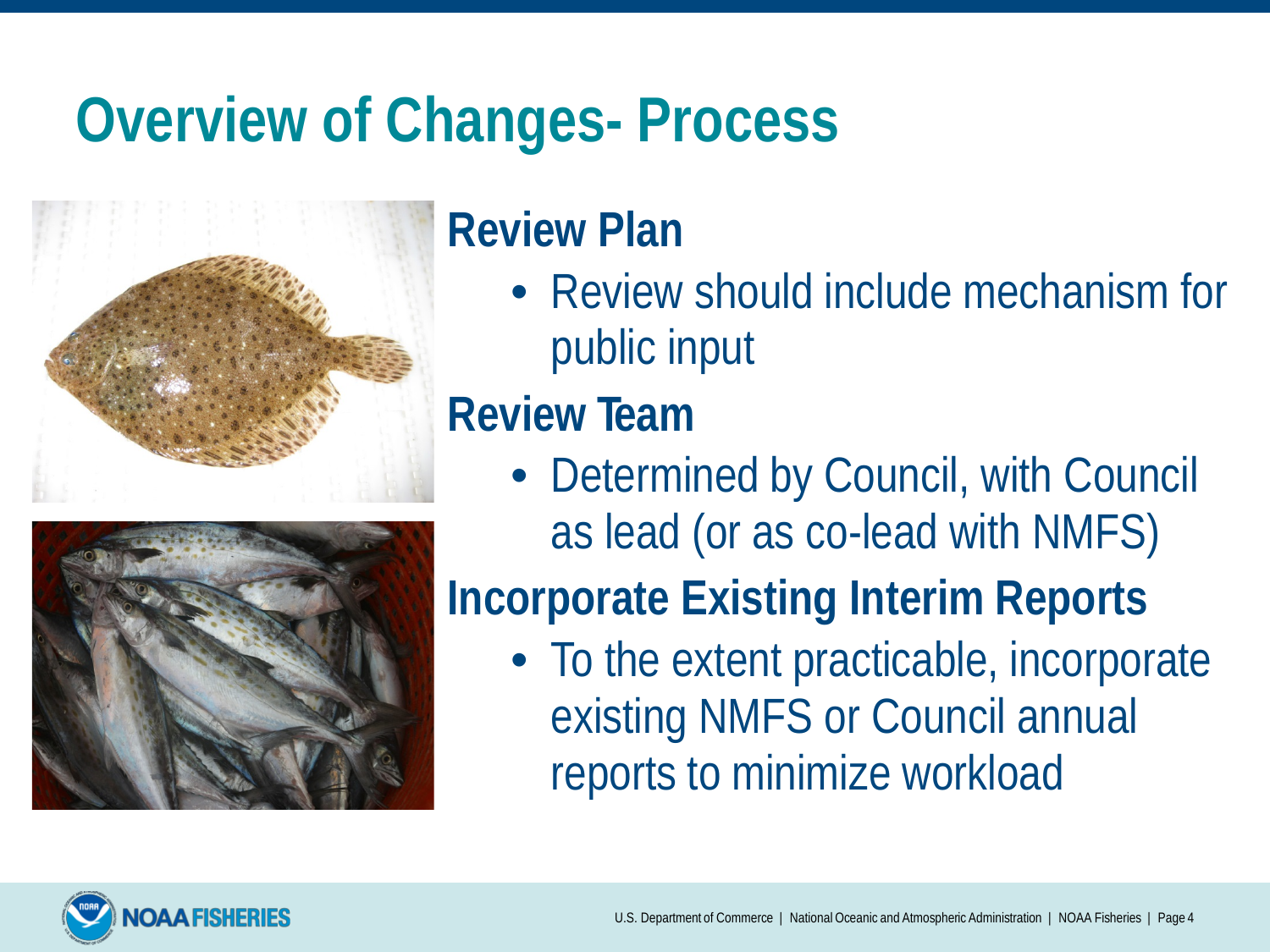# Overview of Changes- Process

## Review Plan

- Review should include mechanism for public input

## Review Team

- Determined by Council, with Council as lead (or as co-lead with NMFS)

## Incorporate Existing Interim Reports

- To the extent practicable, incorporate existing NMFS or Council annual reports to minimize workload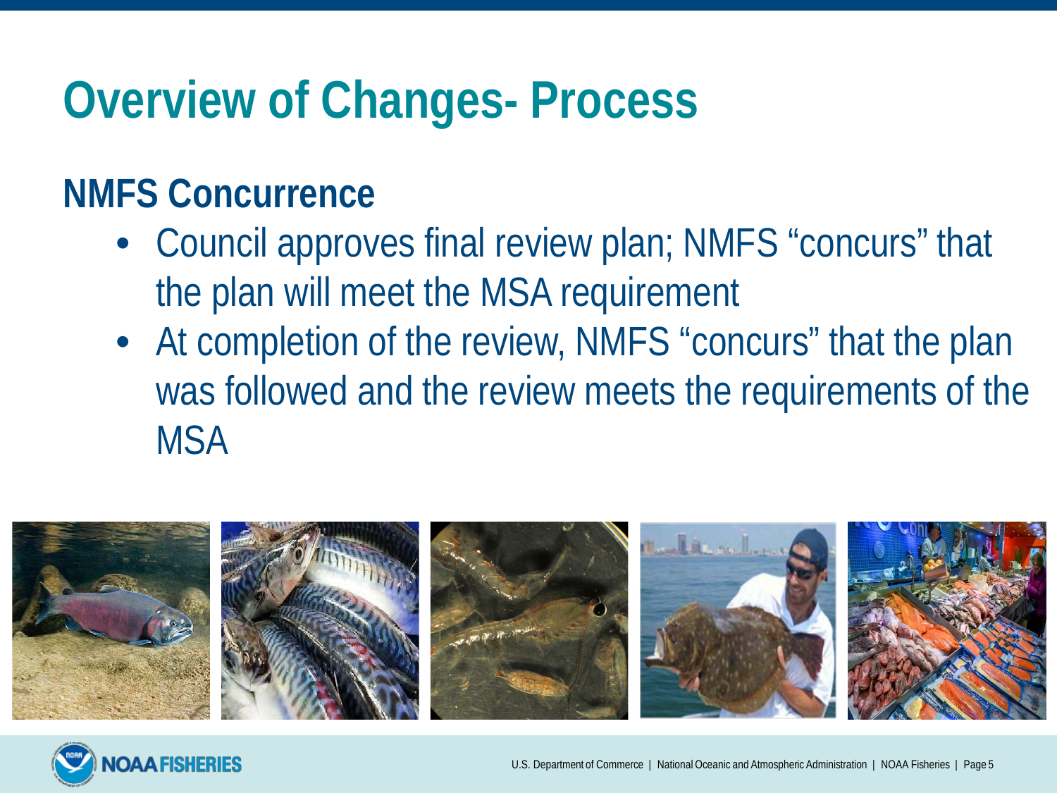# Overview of Changes- Process

## NMFS Concurrence

- Council approves final review plan; NMFS "concurs" that the plan will meet the MSA requirement
- At completion of the review, NMFS "concurs" that the plan was followed and the review meets the requirements of the MSA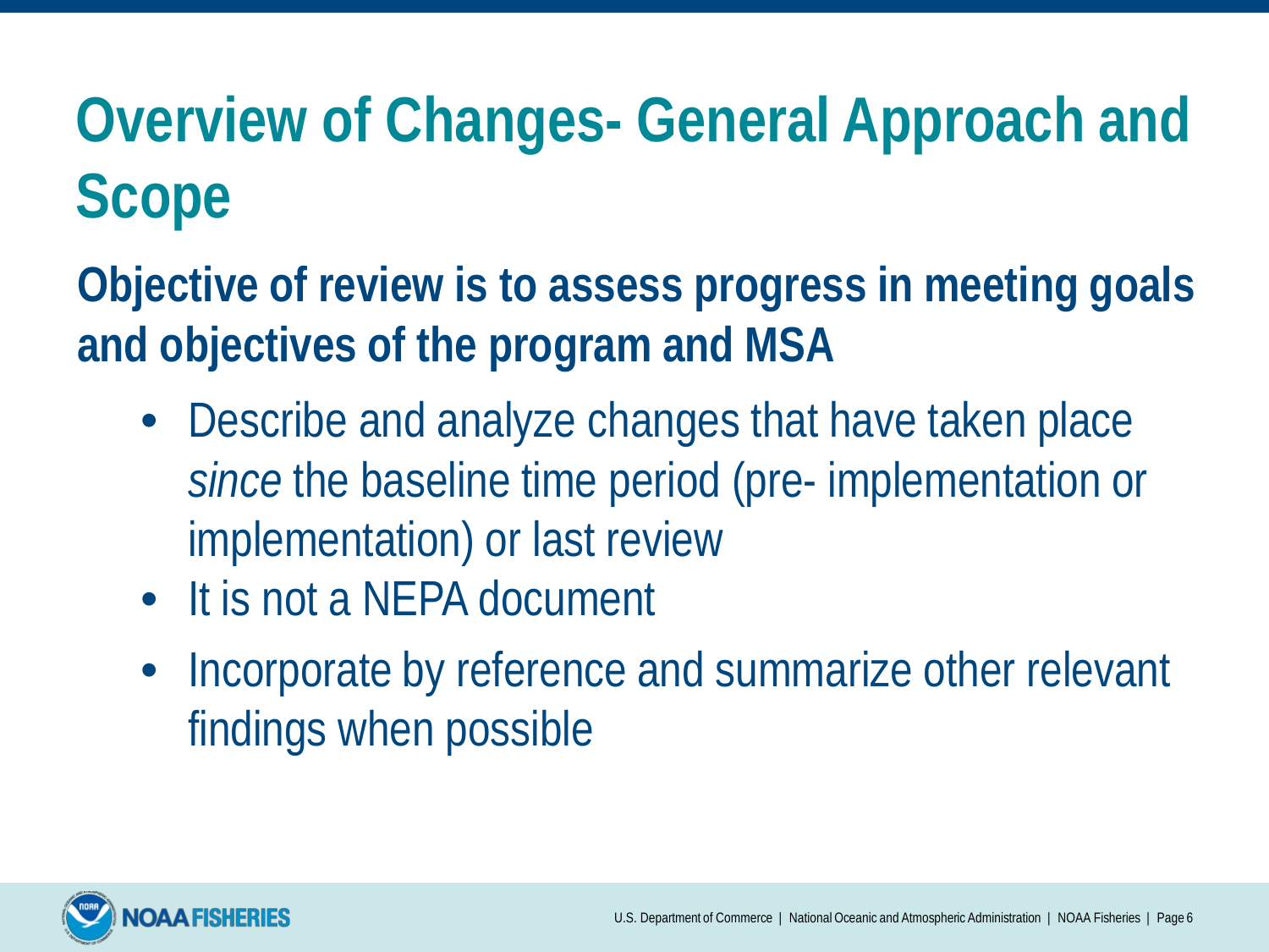# Overview of Changes- General Approach and Scope

**Objective of review is to assess progress in meeting goals and objectives of the program and MSA**

- Describe and analyze changes that have taken place *since* the baseline time period (pre- implementation or implementation) or last review
- It is not a NEPA document
- Incorporate by reference and summarize other relevant findings when possible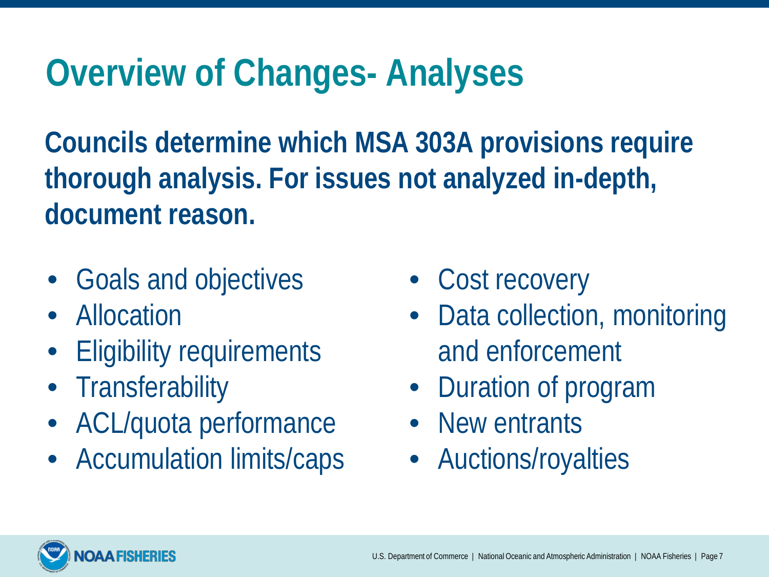# Overview of Changes- Analyses

**Councils determine which MSA 303A provisions require thorough analysis. For issues not analyzed in-depth, document reason.**

- Goals and objectives
- Allocation
- Eligibility requirements
- Transferability
- ACL/quota performance
- Accumulation limits/caps
- Cost recovery
- Data collection, monitoring and enforcement
- Duration of program
- New entrants
- Auctions/royalties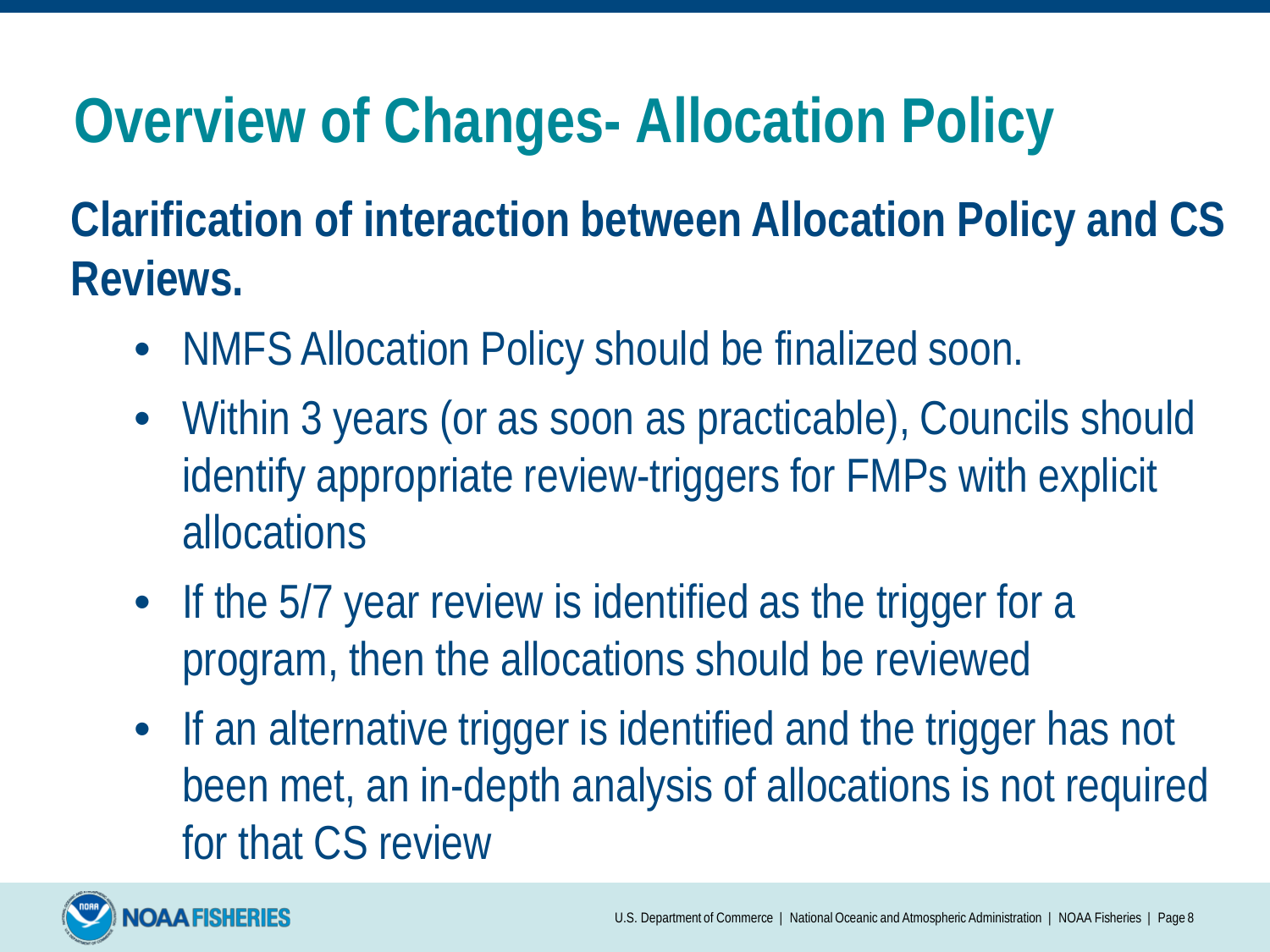# Overview of Changes- Allocation Policy

**Clarification of interaction between Allocation Policy and CS Reviews.**

- NMFS Allocation Policy should be finalized soon.
- Within 3 years (or as soon as practicable), Councils should identify appropriate review-triggers for FMPs with explicit allocations
- If the 5/7 year review is identified as the trigger for a program, then the allocations should be reviewed
- If an alternative trigger is identified and the trigger has not been met, an in-depth analysis of allocations is not required for that CS review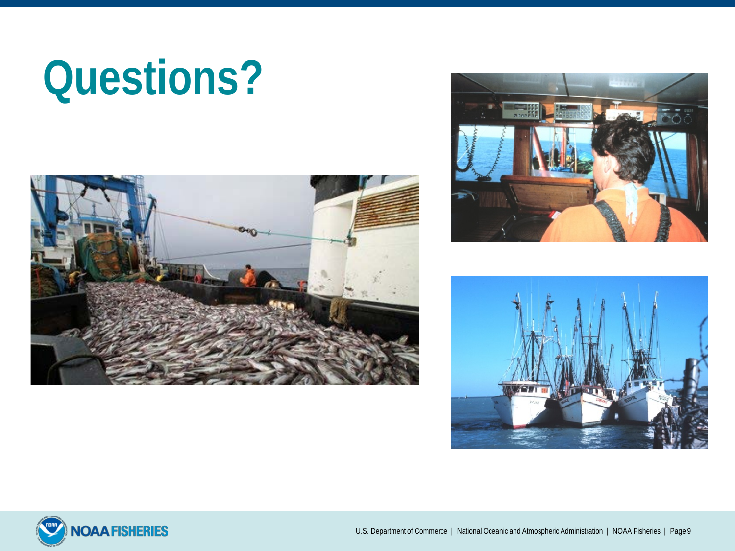# Questions?